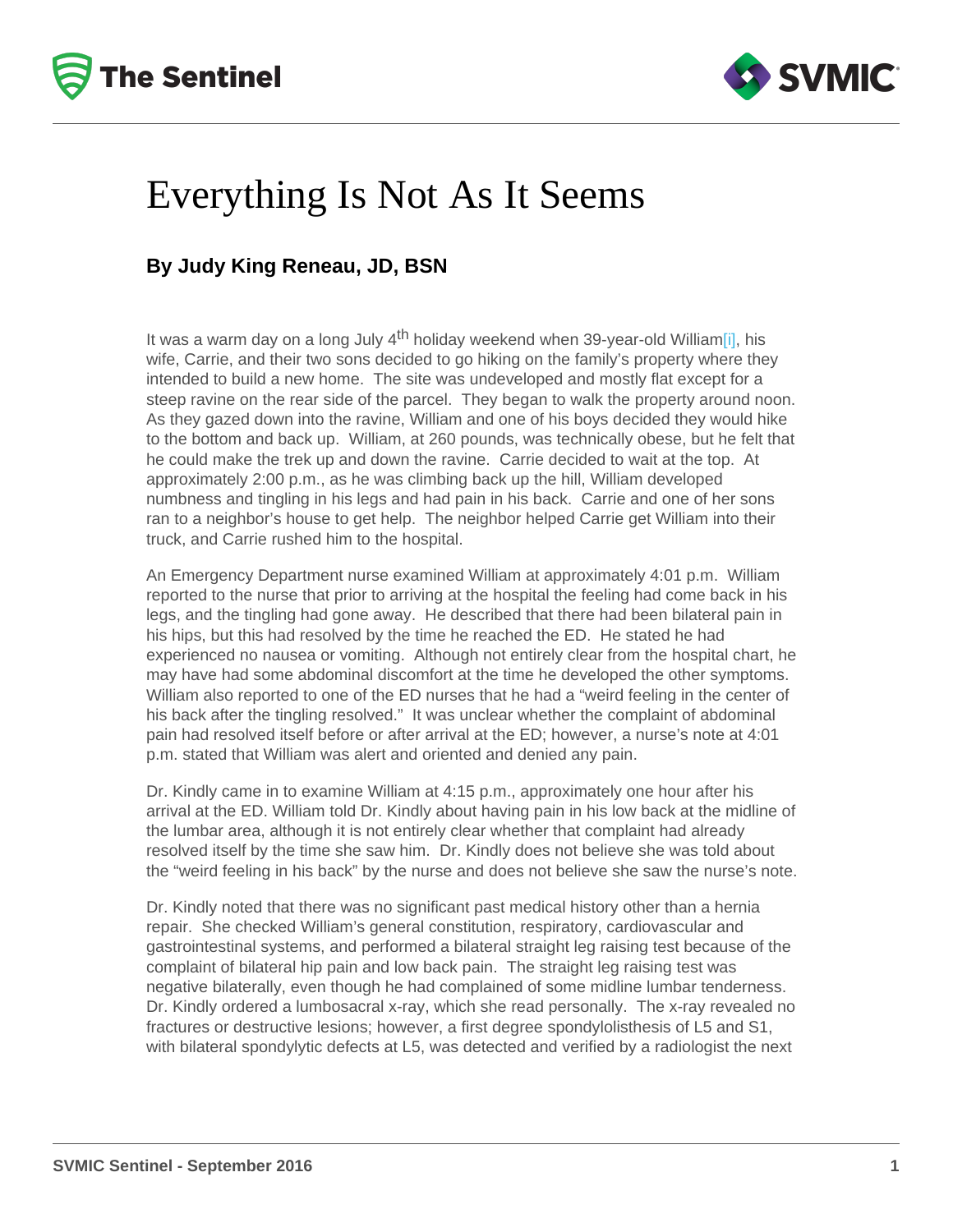# Everything Is Not As It Seems

**By Judy King Reneau, JD, BSN**

It was a warm day on a long July 4th holiday weekend when 39-year-old William[i], his wife, Carrie, and their two sons decided to go hiking on the family's property where they intended to build a new home. The site was undeveloped and mostly flat except for a steep ravine on the rear side of the parcel. They began to walk the property around noon. As they gazed down into the ravine, William and one of his boys decided they would hike to the bottom and back up. William, at 260 pounds, was technically obese, but he felt that he could make the trek up and down the ravine. Carrie decided to wait at the top. At approximately 2:00 p.m., as he was climbing back up the hill, William developed numbness and tingling in his legs and had pain in his back. Carrie and one of her sons ran to a neighbor's house to get help. The neighbor helped Carrie get William into their truck, and Carrie rushed him to the hospital.

An Emergency Department nurse examined William at approximately 4:01 p.m. William reported to the nurse that prior to arriving at the hospital the feeling had come back in his legs, and the tingling had gone away. He described that there had been bilateral pain in his hips, but this had resolved by the time he reached the ED. He stated he had experienced no nausea or vomiting. Although not entirely clear from the hospital chart, he may have had some abdominal discomfort at the time he developed the other symptoms. William also reported to one of the ED nurses that he had a "weird feeling in the center of his back after the tingling resolved." It was unclear whether the complaint of abdominal pain had resolved itself before or after arrival at the ED; however, a nurse's note at 4:01 p.m. stated that William was alert and oriented and denied any pain.

Dr. Kindly came in to examine William at 4:15 p.m., approximately one hour after his arrival at the ED. William told Dr. Kindly about having pain in his low back at the midline of the lumbar area, although it is not entirely clear whether that complaint had already resolved itself by the time she saw him. Dr. Kindly does not believe she was told about the "weird feeling in his back" by the nurse and does not believe she saw the nurse's note.

Dr. Kindly noted that there was no significant past medical history other than a hernia repair. She checked William's general constitution, respiratory, cardiovascular and gastrointestinal systems, and performed a bilateral straight leg raising test because of the complaint of bilateral hip pain and low back pain. The straight leg raising test was negative bilaterally, even though he had complained of some midline lumbar tenderness. Dr. Kindly ordered a lumbosacral x-ray, which she read personally. The x-ray revealed no fractures or destructive lesions; however, a first degree spondylolisthesis of L5 and S1, with bilateral spondylytic defects at L5, was detected and verified by a radiologist the next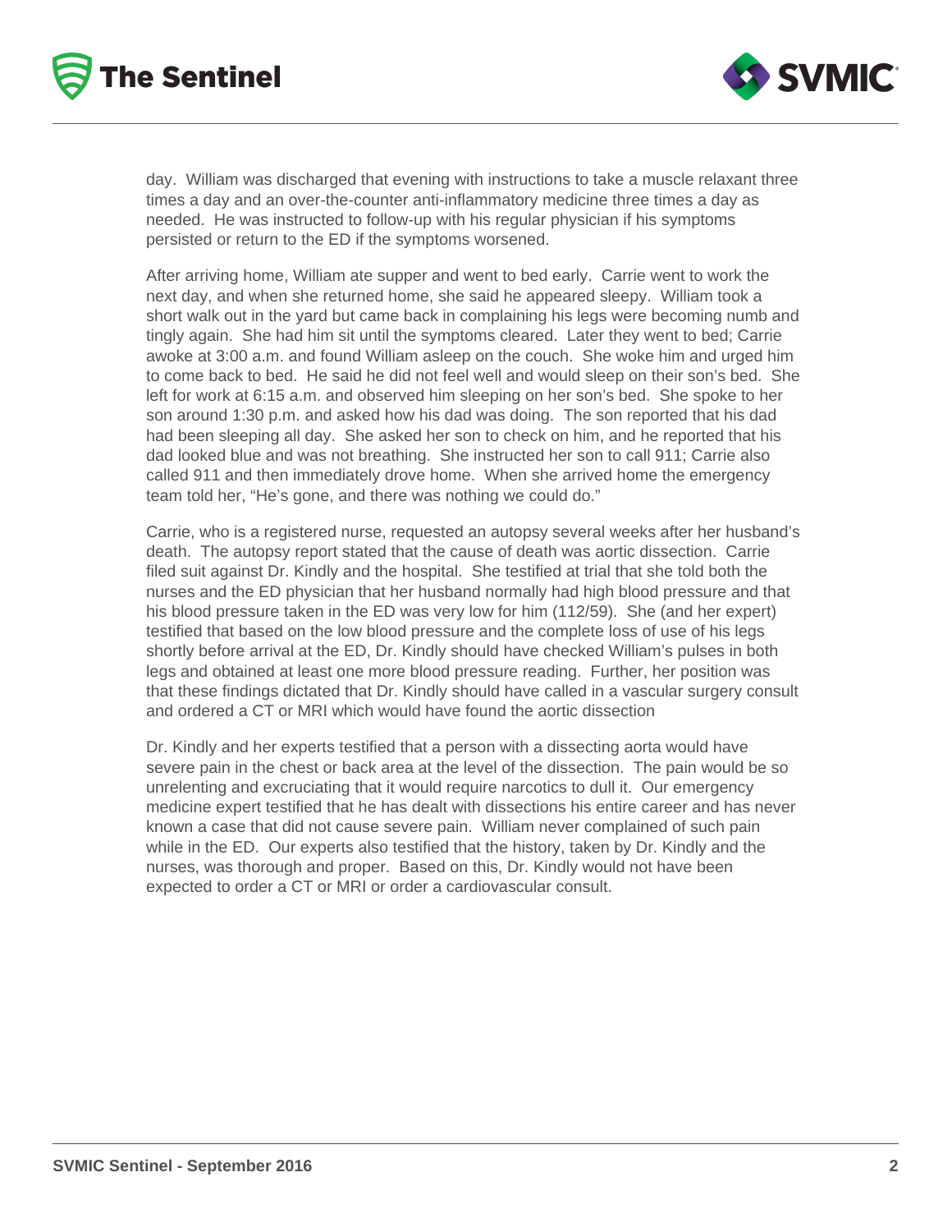day. William was discharged that evening with instructions to take a muscle relaxant three times a day and an over-the-counter anti-inflammatory medicine three times a day as needed. He was instructed to follow-up with his regular physician if his symptoms persisted or return to the ED if the symptoms worsened.

After arriving home, William ate supper and went to bed early. Carrie went to work the next day, and when she returned home, she said he appeared sleepy. William took a short walk out in the yard but came back in complaining his legs were becoming numb and tingly again. She had him sit until the symptoms cleared. Later they went to bed; Carrie awoke at 3:00 a.m. and found William asleep on the couch. She woke him and urged him to come back to bed. He said he did not feel well and would sleep on their son's bed. She left for work at 6:15 a.m. and observed him sleeping on her son's bed. She spoke to her son around 1:30 p.m. and asked how his dad was doing. The son reported that his dad had been sleeping all day. She asked her son to check on him, and he reported that his dad looked blue and was not breathing. She instructed her son to call 911; Carrie also called 911 and then immediately drove home. When she arrived home the emergency team told her, "He's gone, and there was nothing we could do."

Carrie, who is a registered nurse, requested an autopsy several weeks after her husband's death. The autopsy report stated that the cause of death was aortic dissection. Carrie filed suit against Dr. Kindly and the hospital. She testified at trial that she told both the nurses and the ED physician that her husband normally had high blood pressure and that his blood pressure taken in the ED was very low for him (112/59). She (and her expert) testified that based on the low blood pressure and the complete loss of use of his legs shortly before arrival at the ED, Dr. Kindly should have checked William's pulses in both legs and obtained at least one more blood pressure reading. Further, her position was that these findings dictated that Dr. Kindly should have called in a vascular surgery consult and ordered a CT or MRI which would have found the aortic dissection

Dr. Kindly and her experts testified that a person with a dissecting aorta would have severe pain in the chest or back area at the level of the dissection. The pain would be so unrelenting and excruciating that it would require narcotics to dull it. Our emergency medicine expert testified that he has dealt with dissections his entire career and has never known a case that did not cause severe pain. William never complained of such pain while in the ED. Our experts also testified that the history, taken by Dr. Kindly and the nurses, was thorough and proper. Based on this, Dr. Kindly would not have been expected to order a CT or MRI or order a cardiovascular consult.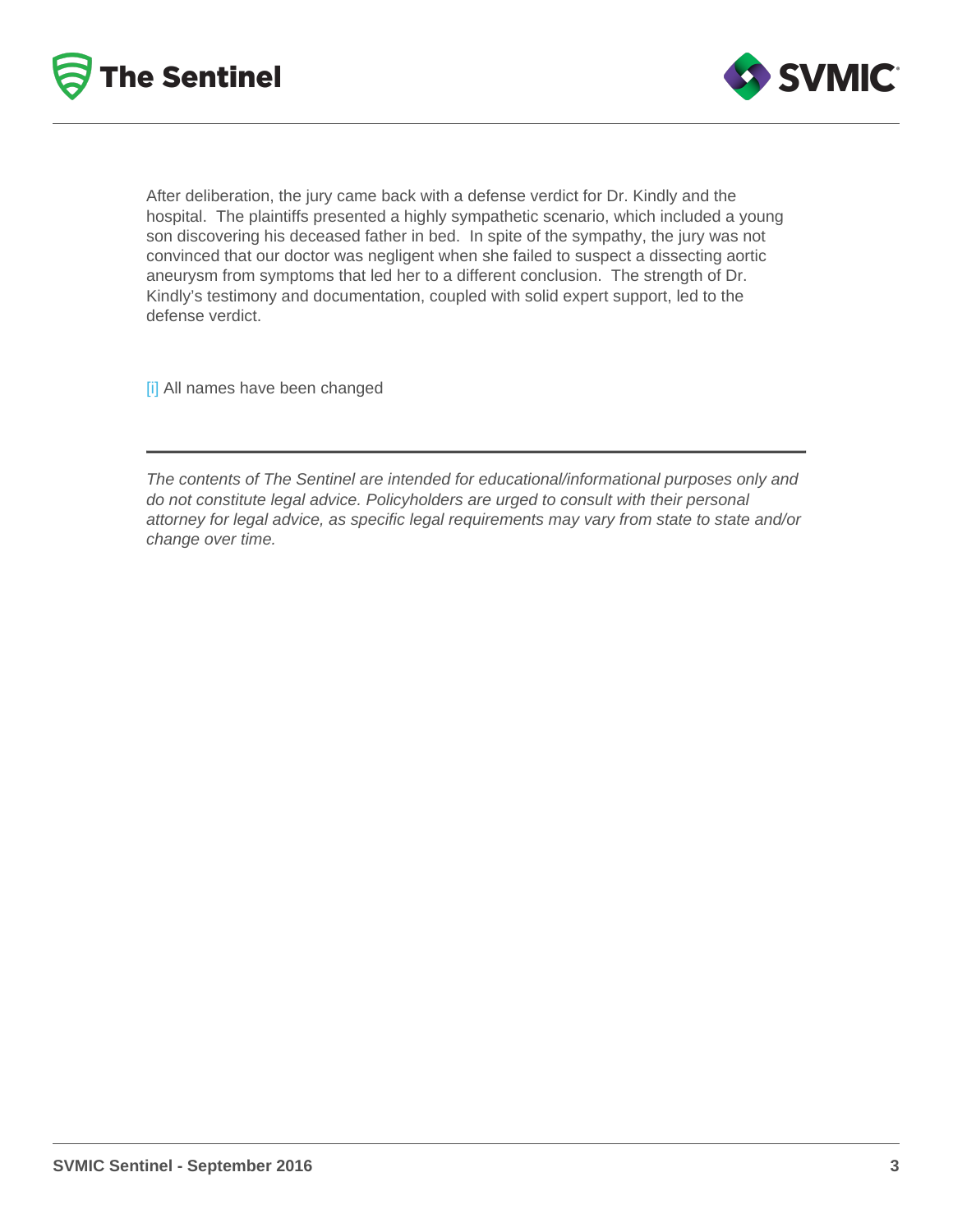After deliberation, the jury came back with a defense verdict for Dr. Kindly and the hospital. The plaintiffs presented a highly sympathetic scenario, which included a young son discovering his deceased father in bed. In spite of the sympathy, the jury was not convinced that our doctor was negligent when she failed to suspect a dissecting aortic aneurysm from symptoms that led her to a different conclusion. The strength of Dr. Kindly's testimony and documentation, coupled with solid expert support, led to the defense verdict.

[i] All names have been changed

---

*The contents of The Sentinel are intended for educational/informational purposes only and do not constitute legal advice. Policyholders are urged to consult with their personal attorney for legal advice, as specific legal requirements may vary from state to state and/or change over time.*